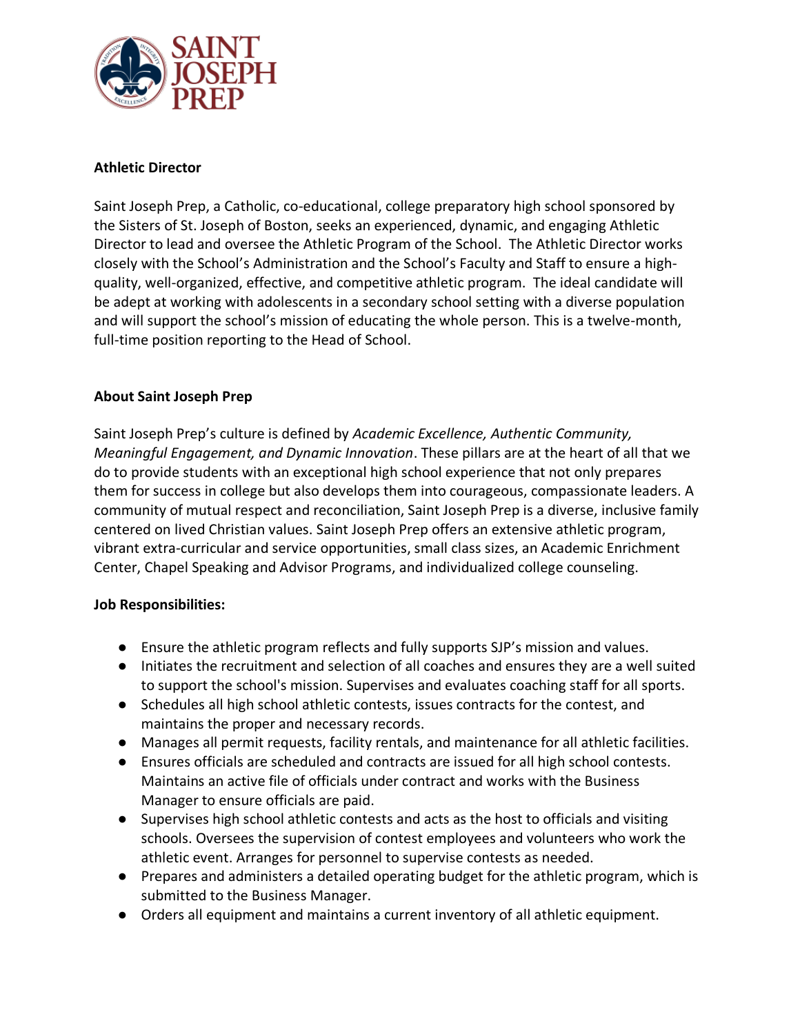**Athletic Director**

Saint Joseph Prep, a Catholic, co-educational, college preparatory high school sponsored by the Sisters of St. Joseph of Boston, seeks an experienced, dynamic, and engaging Athletic Director to lead and oversee the Athletic Program of the School. The Athletic Director works closely with the School's Administration and the School's Faculty and Staff to ensure a high-quality, well-organized, effective, and competitive athletic program. The ideal candidate will be adept at working with adolescents in a secondary school setting with a diverse population and will support the school's mission of educating the whole person. This is a twelve-month, full-time position reporting to the Head of School.

**About Saint Joseph Prep**

Saint Joseph Prep's culture is defined by *Academic Excellence, Authentic Community, Meaningful Engagement, and Dynamic Innovation*. These pillars are at the heart of all that we do to provide students with an exceptional high school experience that not only prepares them for success in college but also develops them into courageous, compassionate leaders. A community of mutual respect and reconciliation, Saint Joseph Prep is a diverse, inclusive family centered on lived Christian values. Saint Joseph Prep offers an extensive athletic program, vibrant extra-curricular and service opportunities, small class sizes, an Academic Enrichment Center, Chapel Speaking and Advisor Programs, and individualized college counseling.

**Job Responsibilities:**

- Ensure the athletic program reflects and fully supports SJP's mission and values.
- Initiates the recruitment and selection of all coaches and ensures they are a well suited to support the school's mission. Supervises and evaluates coaching staff for all sports.
- Schedules all high school athletic contests, issues contracts for the contest, and maintains the proper and necessary records.
- Manages all permit requests, facility rentals, and maintenance for all athletic facilities.
- Ensures officials are scheduled and contracts are issued for all high school contests. Maintains an active file of officials under contract and works with the Business Manager to ensure officials are paid.
- Supervises high school athletic contests and acts as the host to officials and visiting schools. Oversees the supervision of contest employees and volunteers who work the athletic event. Arranges for personnel to supervise contests as needed.
- Prepares and administers a detailed operating budget for the athletic program, which is submitted to the Business Manager.
- Orders all equipment and maintains a current inventory of all athletic equipment.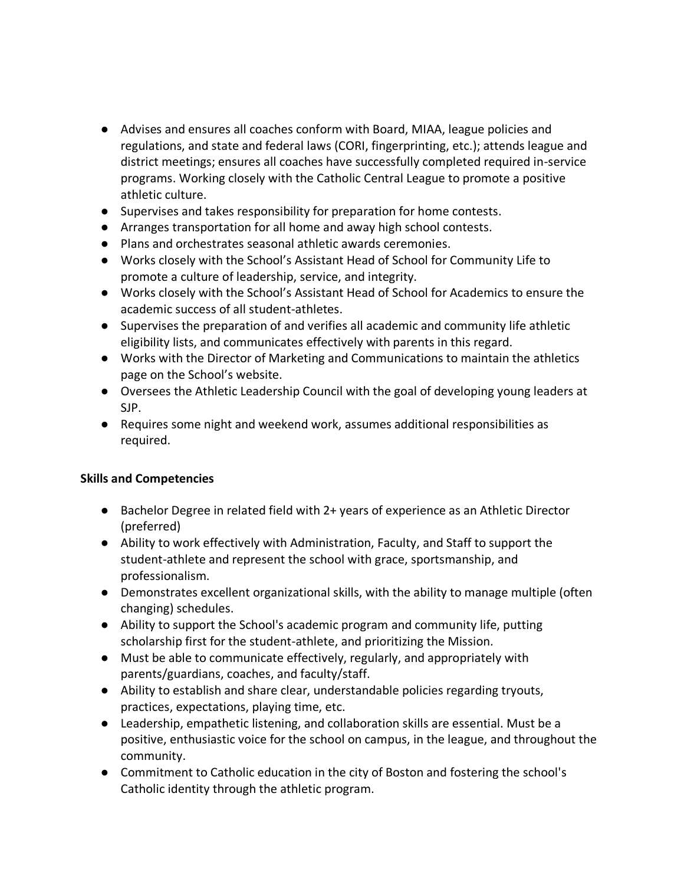- Advises and ensures all coaches conform with Board, MIAA, league policies and regulations, and state and federal laws (CORI, fingerprinting, etc.); attends league and district meetings; ensures all coaches have successfully completed required in-service programs. Working closely with the Catholic Central League to promote a positive athletic culture.
- Supervises and takes responsibility for preparation for home contests.
- Arranges transportation for all home and away high school contests.
- Plans and orchestrates seasonal athletic awards ceremonies.
- Works closely with the School's Assistant Head of School for Community Life to promote a culture of leadership, service, and integrity.
- Works closely with the School's Assistant Head of School for Academics to ensure the academic success of all student-athletes.
- Supervises the preparation of and verifies all academic and community life athletic eligibility lists, and communicates effectively with parents in this regard.
- Works with the Director of Marketing and Communications to maintain the athletics page on the School's website.
- Oversees the Athletic Leadership Council with the goal of developing young leaders at SJP.
- Requires some night and weekend work, assumes additional responsibilities as required.

**Skills and Competencies**

- Bachelor Degree in related field with 2+ years of experience as an Athletic Director (preferred)
- Ability to work effectively with Administration, Faculty, and Staff to support the student-athlete and represent the school with grace, sportsmanship, and professionalism.
- Demonstrates excellent organizational skills, with the ability to manage multiple (often changing) schedules.
- Ability to support the School's academic program and community life, putting scholarship first for the student-athlete, and prioritizing the Mission.
- Must be able to communicate effectively, regularly, and appropriately with parents/guardians, coaches, and faculty/staff.
- Ability to establish and share clear, understandable policies regarding tryouts, practices, expectations, playing time, etc.
- Leadership, empathetic listening, and collaboration skills are essential. Must be a positive, enthusiastic voice for the school on campus, in the league, and throughout the community.
- Commitment to Catholic education in the city of Boston and fostering the school's Catholic identity through the athletic program.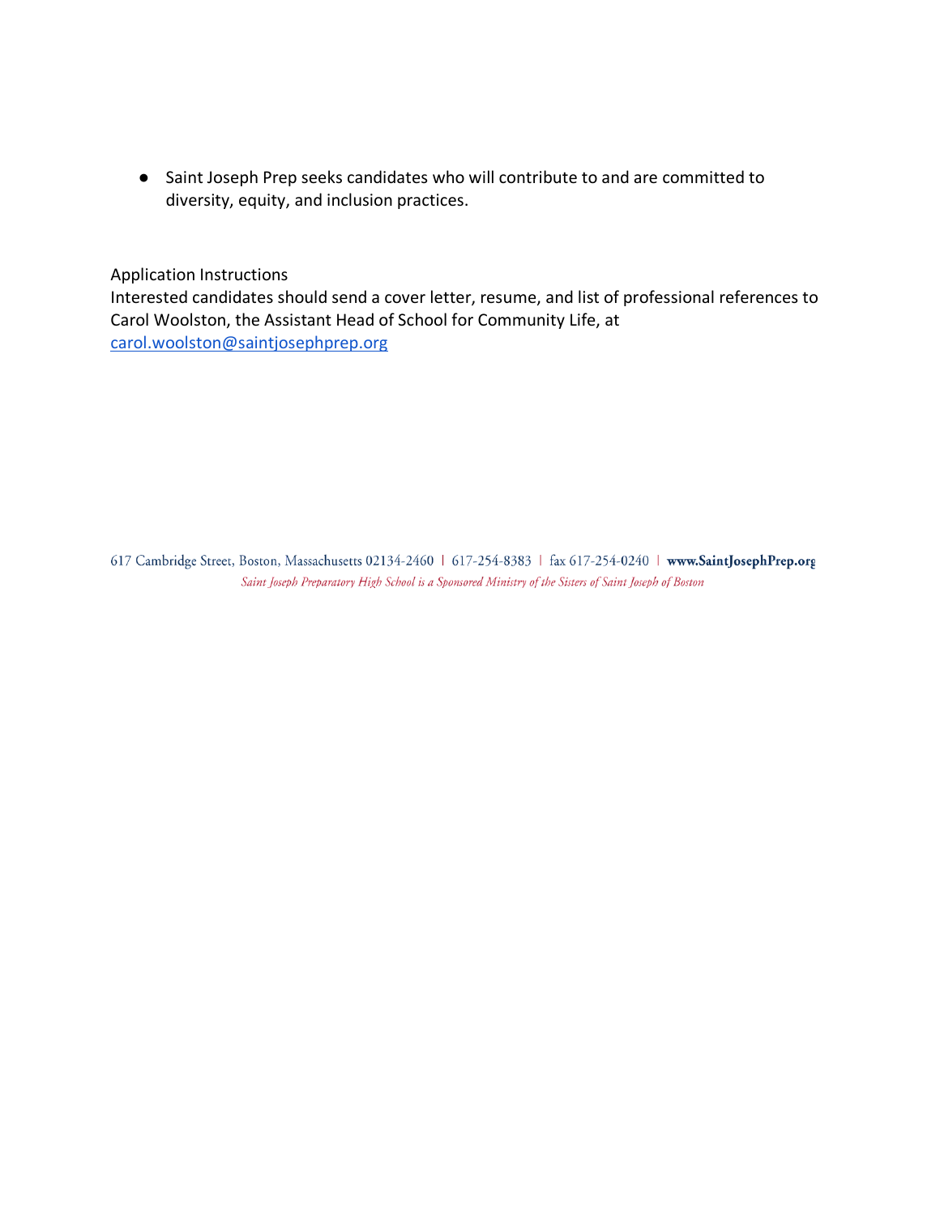- Saint Joseph Prep seeks candidates who will contribute to and are committed to diversity, equity, and inclusion practices.

Application Instructions

Interested candidates should send a cover letter, resume, and list of professional references to Carol Woolston, the Assistant Head of School for Community Life, at carol.woolston@saintjosephprep.org

617 Cambridge Street, Boston, Massachusetts 02134-2460 | 617-254-8383 | fax 617-254-0240 | **www.SaintJosephPrep.org**

*Saint Joseph Preparatory High School is a Sponsored Ministry of the Sisters of Saint Joseph of Boston*